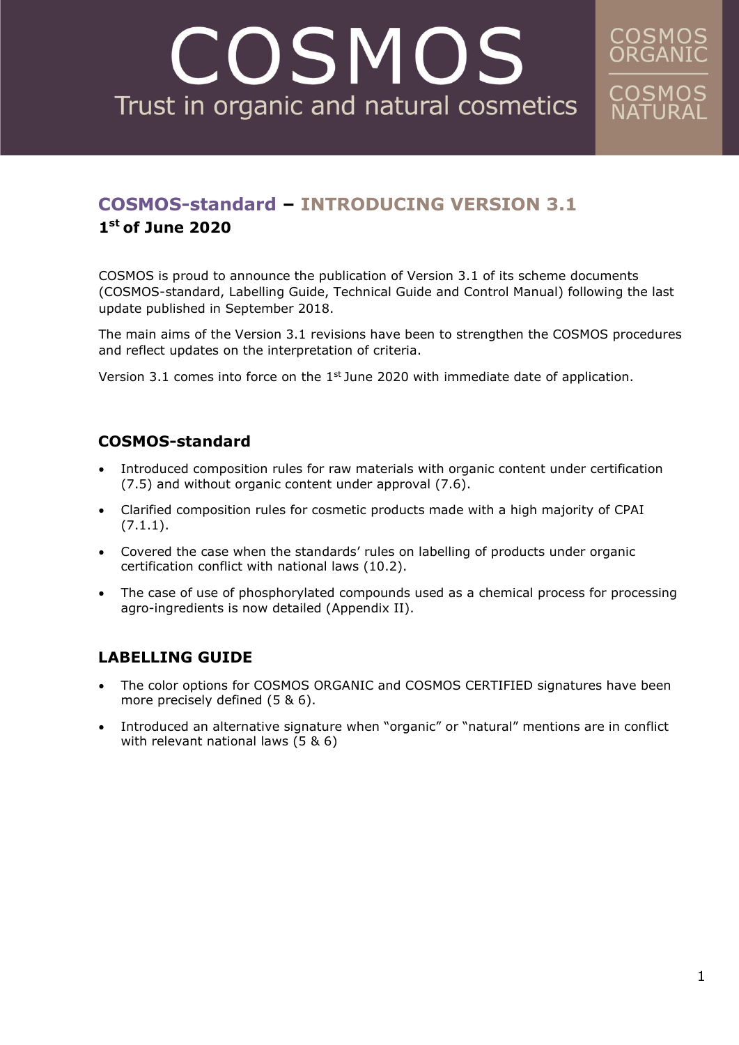# COSMOS

Trust in organic and natural cosmetics

COSMOS ORGANIC

COSMOS NATURAL

## COSMOS-standard – INTRODUCING VERSION 3.1

**1st of June 2020**

COSMOS is proud to announce the publication of Version 3.1 of its scheme documents (COSMOS-standard, Labelling Guide, Technical Guide and Control Manual) following the last update published in September 2018.

The main aims of the Version 3.1 revisions have been to strengthen the COSMOS procedures and reflect updates on the interpretation of criteria.

Version 3.1 comes into force on the 1st June 2020 with immediate date of application.

### COSMOS-standard

- Introduced composition rules for raw materials with organic content under certification (7.5) and without organic content under approval (7.6).
- Clarified composition rules for cosmetic products made with a high majority of CPAI (7.1.1).
- Covered the case when the standards' rules on labelling of products under organic certification conflict with national laws (10.2).
- The case of use of phosphorylated compounds used as a chemical process for processing agro-ingredients is now detailed (Appendix II).

### LABELLING GUIDE

- The color options for COSMOS ORGANIC and COSMOS CERTIFIED signatures have been more precisely defined (5 & 6).
- Introduced an alternative signature when "organic" or "natural" mentions are in conflict with relevant national laws (5 & 6)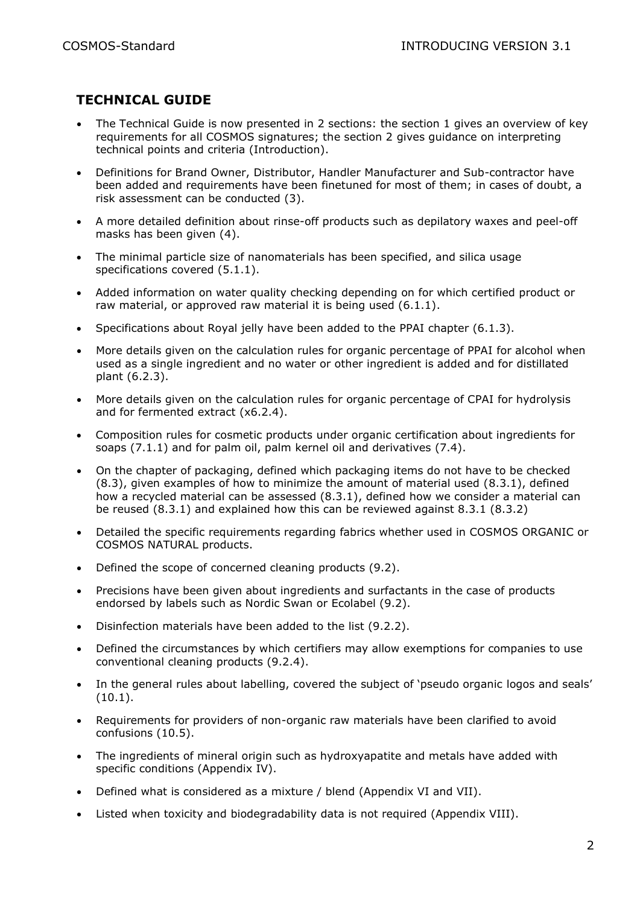## TECHNICAL GUIDE

- The Technical Guide is now presented in 2 sections: the section 1 gives an overview of key requirements for all COSMOS signatures; the section 2 gives guidance on interpreting technical points and criteria (Introduction).
- Definitions for Brand Owner, Distributor, Handler Manufacturer and Sub-contractor have been added and requirements have been finetuned for most of them; in cases of doubt, a risk assessment can be conducted (3).
- A more detailed definition about rinse-off products such as depilatory waxes and peel-off masks has been given (4).
- The minimal particle size of nanomaterials has been specified, and silica usage specifications covered (5.1.1).
- Added information on water quality checking depending on for which certified product or raw material, or approved raw material it is being used (6.1.1).
- Specifications about Royal jelly have been added to the PPAI chapter (6.1.3).
- More details given on the calculation rules for organic percentage of PPAI for alcohol when used as a single ingredient and no water or other ingredient is added and for distillated plant (6.2.3).
- More details given on the calculation rules for organic percentage of CPAI for hydrolysis and for fermented extract (x6.2.4).
- Composition rules for cosmetic products under organic certification about ingredients for soaps (7.1.1) and for palm oil, palm kernel oil and derivatives (7.4).
- On the chapter of packaging, defined which packaging items do not have to be checked (8.3), given examples of how to minimize the amount of material used (8.3.1), defined how a recycled material can be assessed (8.3.1), defined how we consider a material can be reused (8.3.1) and explained how this can be reviewed against 8.3.1 (8.3.2)
- Detailed the specific requirements regarding fabrics whether used in COSMOS ORGANIC or COSMOS NATURAL products.
- Defined the scope of concerned cleaning products (9.2).
- Precisions have been given about ingredients and surfactants in the case of products endorsed by labels such as Nordic Swan or Ecolabel (9.2).
- Disinfection materials have been added to the list (9.2.2).
- Defined the circumstances by which certifiers may allow exemptions for companies to use conventional cleaning products (9.2.4).
- In the general rules about labelling, covered the subject of 'pseudo organic logos and seals' (10.1).
- Requirements for providers of non-organic raw materials have been clarified to avoid confusions (10.5).
- The ingredients of mineral origin such as hydroxyapatite and metals have added with specific conditions (Appendix IV).
- Defined what is considered as a mixture / blend (Appendix VI and VII).
- Listed when toxicity and biodegradability data is not required (Appendix VIII).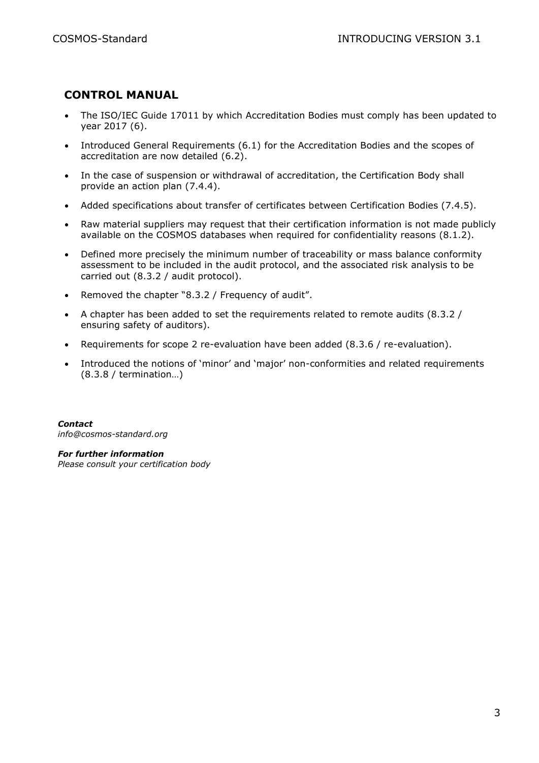## CONTROL MANUAL

- The ISO/IEC Guide 17011 by which Accreditation Bodies must comply has been updated to year 2017 (6).
- Introduced General Requirements (6.1) for the Accreditation Bodies and the scopes of accreditation are now detailed (6.2).
- In the case of suspension or withdrawal of accreditation, the Certification Body shall provide an action plan (7.4.4).
- Added specifications about transfer of certificates between Certification Bodies (7.4.5).
- Raw material suppliers may request that their certification information is not made publicly available on the COSMOS databases when required for confidentiality reasons (8.1.2).
- Defined more precisely the minimum number of traceability or mass balance conformity assessment to be included in the audit protocol, and the associated risk analysis to be carried out (8.3.2 / audit protocol).
- Removed the chapter "8.3.2 / Frequency of audit".
- A chapter has been added to set the requirements related to remote audits (8.3.2 / ensuring safety of auditors).
- Requirements for scope 2 re-evaluation have been added (8.3.6 / re-evaluation).
- Introduced the notions of 'minor' and 'major' non-conformities and related requirements (8.3.8 / termination…)

***Contact***
*info@cosmos-standard.org*

***For further information***
*Please consult your certification body*